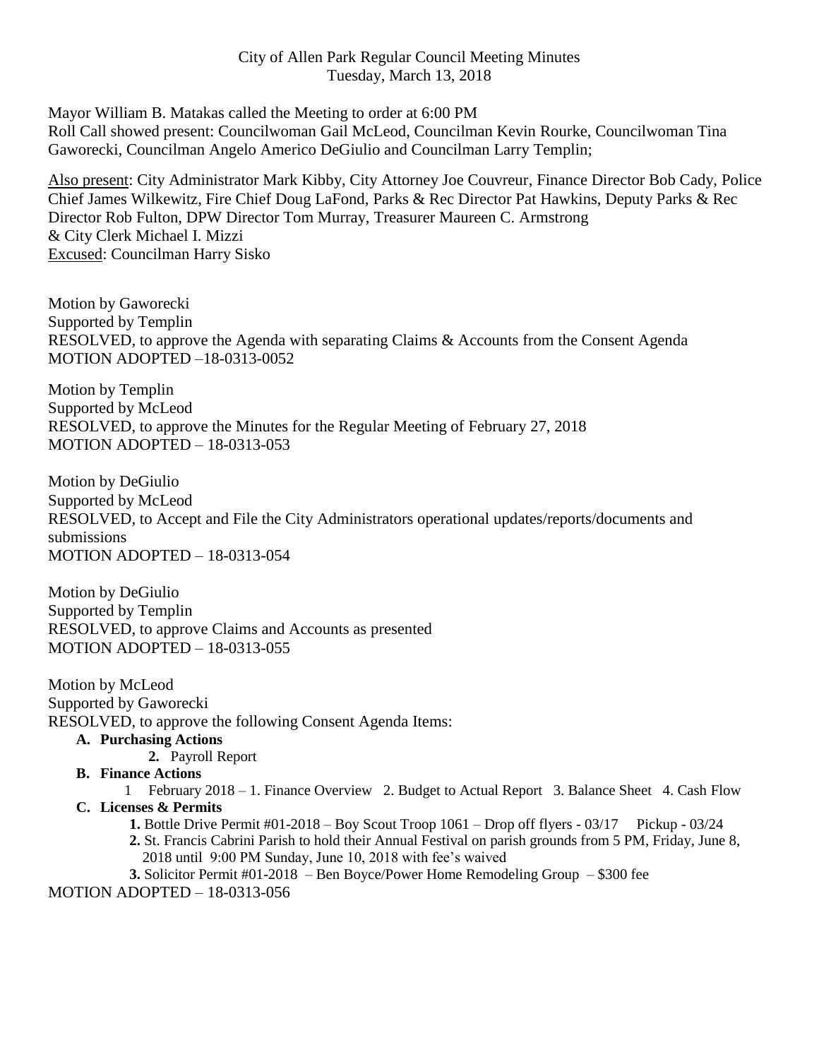City of Allen Park Regular Council Meeting Minutes
Tuesday, March 13, 2018

Mayor William B. Matakas called the Meeting to order at 6:00 PM
Roll Call showed present: Councilwoman Gail McLeod, Councilman Kevin Rourke, Councilwoman Tina Gaworecki, Councilman Angelo Americo DeGiulio and Councilman Larry Templin;

Also present: City Administrator Mark Kibby, City Attorney Joe Couvreur, Finance Director Bob Cady, Police Chief James Wilkewitz, Fire Chief Doug LaFond, Parks & Rec Director Pat Hawkins, Deputy Parks & Rec Director Rob Fulton, DPW Director Tom Murray, Treasurer Maureen C. Armstrong & City Clerk Michael I. Mizzi
Excused: Councilman Harry Sisko

Motion by Gaworecki
Supported by Templin
RESOLVED, to approve the Agenda with separating Claims & Accounts from the Consent Agenda
MOTION ADOPTED –18-0313-0052

Motion by Templin
Supported by McLeod
RESOLVED, to approve the Minutes for the Regular Meeting of February 27, 2018
MOTION ADOPTED – 18-0313-053

Motion by DeGiulio
Supported by McLeod
RESOLVED, to Accept and File the City Administrators operational updates/reports/documents and submissions
MOTION ADOPTED – 18-0313-054

Motion by DeGiulio
Supported by Templin
RESOLVED, to approve Claims and Accounts as presented
MOTION ADOPTED – 18-0313-055

Motion by McLeod
Supported by Gaworecki
RESOLVED, to approve the following Consent Agenda Items:

- **A. Purchasing Actions**
  - **2.** Payroll Report
- **B. Finance Actions**
  - 1 February 2018 – 1. Finance Overview 2. Budget to Actual Report 3. Balance Sheet 4. Cash Flow
- **C. Licenses & Permits**
  - **1.** Bottle Drive Permit #01-2018 – Boy Scout Troop 1061 – Drop off flyers - 03/17 Pickup - 03/24
  - **2.** St. Francis Cabrini Parish to hold their Annual Festival on parish grounds from 5 PM, Friday, June 8, 2018 until 9:00 PM Sunday, June 10, 2018 with fee's waived
  - **3.** Solicitor Permit #01-2018 – Ben Boyce/Power Home Remodeling Group – $300 fee

MOTION ADOPTED – 18-0313-056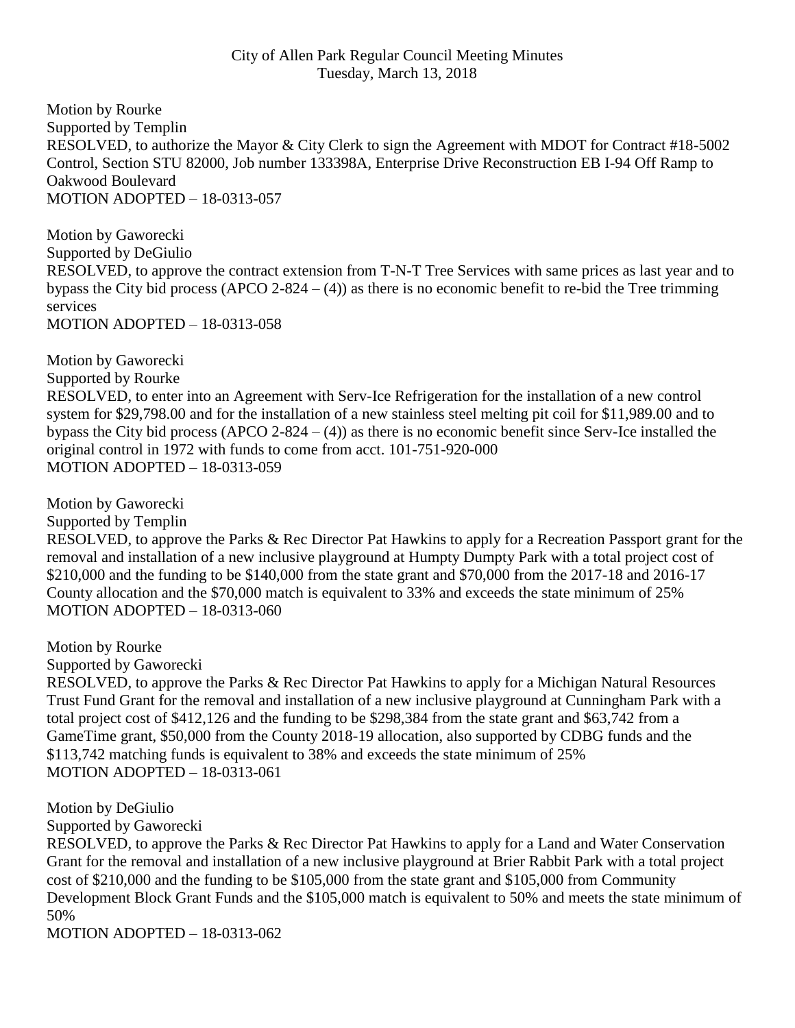City of Allen Park Regular Council Meeting Minutes
Tuesday, March 13, 2018

Motion by Rourke
Supported by Templin
RESOLVED, to authorize the Mayor & City Clerk to sign the Agreement with MDOT for Contract #18-5002 Control, Section STU 82000, Job number 133398A, Enterprise Drive Reconstruction EB I-94 Off Ramp to Oakwood Boulevard
MOTION ADOPTED – 18-0313-057

Motion by Gaworecki
Supported by DeGiulio
RESOLVED, to approve the contract extension from T-N-T Tree Services with same prices as last year and to bypass the City bid process (APCO 2-824 – (4)) as there is no economic benefit to re-bid the Tree trimming services
MOTION ADOPTED – 18-0313-058

Motion by Gaworecki
Supported by Rourke
RESOLVED, to enter into an Agreement with Serv-Ice Refrigeration for the installation of a new control system for $29,798.00 and for the installation of a new stainless steel melting pit coil for $11,989.00 and to bypass the City bid process (APCO 2-824 – (4)) as there is no economic benefit since Serv-Ice installed the original control in 1972 with funds to come from acct. 101-751-920-000
MOTION ADOPTED – 18-0313-059

Motion by Gaworecki
Supported by Templin
RESOLVED, to approve the Parks & Rec Director Pat Hawkins to apply for a Recreation Passport grant for the removal and installation of a new inclusive playground at Humpty Dumpty Park with a total project cost of $210,000 and the funding to be $140,000 from the state grant and $70,000 from the 2017-18 and 2016-17 County allocation and the $70,000 match is equivalent to 33% and exceeds the state minimum of 25%
MOTION ADOPTED – 18-0313-060

Motion by Rourke
Supported by Gaworecki
RESOLVED, to approve the Parks & Rec Director Pat Hawkins to apply for a Michigan Natural Resources Trust Fund Grant for the removal and installation of a new inclusive playground at Cunningham Park with a total project cost of $412,126 and the funding to be $298,384 from the state grant and $63,742 from a GameTime grant, $50,000 from the County 2018-19 allocation, also supported by CDBG funds and the $113,742 matching funds is equivalent to 38% and exceeds the state minimum of 25%
MOTION ADOPTED – 18-0313-061

Motion by DeGiulio
Supported by Gaworecki
RESOLVED, to approve the Parks & Rec Director Pat Hawkins to apply for a Land and Water Conservation Grant for the removal and installation of a new inclusive playground at Brier Rabbit Park with a total project cost of $210,000 and the funding to be $105,000 from the state grant and $105,000 from Community Development Block Grant Funds and the $105,000 match is equivalent to 50% and meets the state minimum of 50%
MOTION ADOPTED – 18-0313-062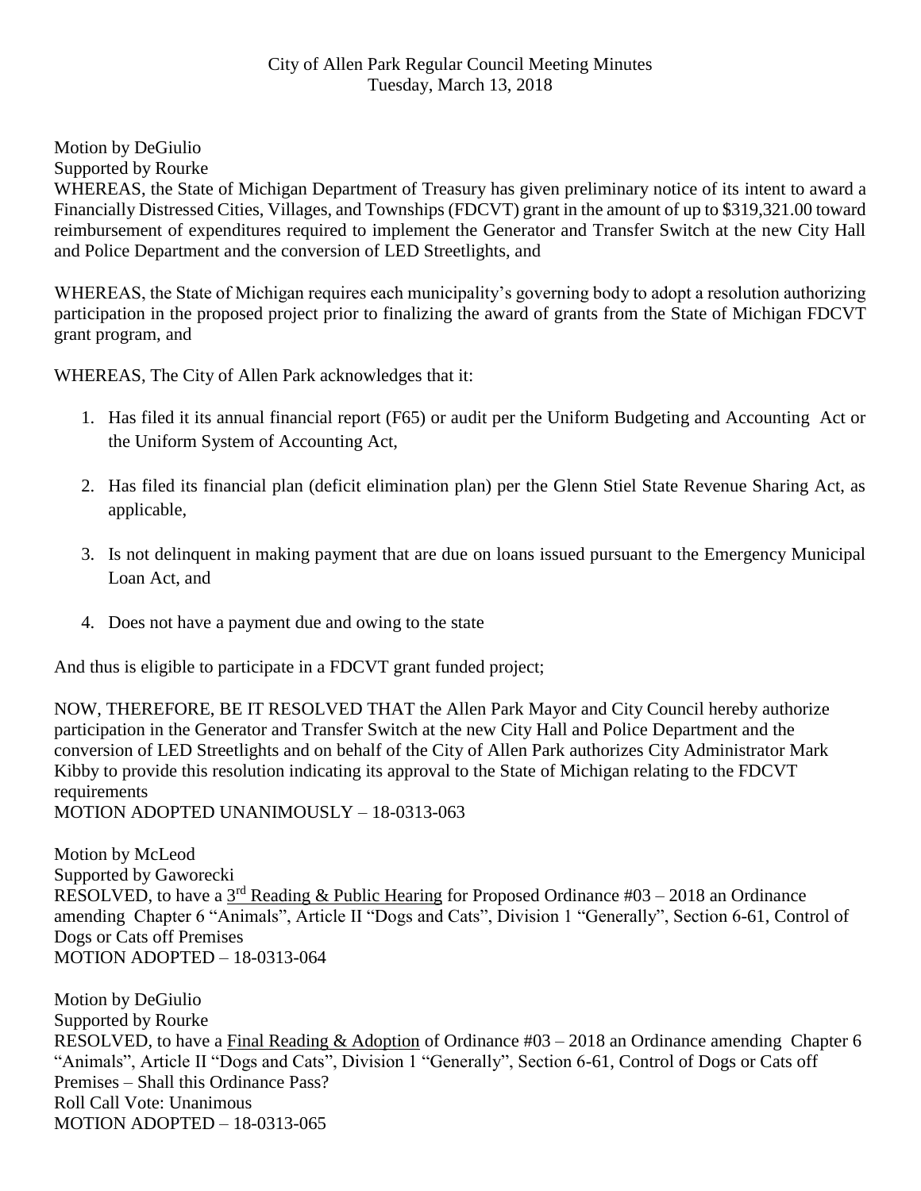City of Allen Park Regular Council Meeting Minutes
Tuesday, March 13, 2018

Motion by DeGiulio
Supported by Rourke
WHEREAS, the State of Michigan Department of Treasury has given preliminary notice of its intent to award a Financially Distressed Cities, Villages, and Townships (FDCVT) grant in the amount of up to $319,321.00 toward reimbursement of expenditures required to implement the Generator and Transfer Switch at the new City Hall and Police Department and the conversion of LED Streetlights, and

WHEREAS, the State of Michigan requires each municipality's governing body to adopt a resolution authorizing participation in the proposed project prior to finalizing the award of grants from the State of Michigan FDCVT grant program, and

WHEREAS, The City of Allen Park acknowledges that it:

1. Has filed it its annual financial report (F65) or audit per the Uniform Budgeting and Accounting Act or the Uniform System of Accounting Act,
2. Has filed its financial plan (deficit elimination plan) per the Glenn Stiel State Revenue Sharing Act, as applicable,
3. Is not delinquent in making payment that are due on loans issued pursuant to the Emergency Municipal Loan Act, and
4. Does not have a payment due and owing to the state

And thus is eligible to participate in a FDCVT grant funded project;

NOW, THEREFORE, BE IT RESOLVED THAT the Allen Park Mayor and City Council hereby authorize participation in the Generator and Transfer Switch at the new City Hall and Police Department and the conversion of LED Streetlights and on behalf of the City of Allen Park authorizes City Administrator Mark Kibby to provide this resolution indicating its approval to the State of Michigan relating to the FDCVT requirements
MOTION ADOPTED UNANIMOUSLY – 18-0313-063

Motion by McLeod
Supported by Gaworecki
RESOLVED, to have a 3rd Reading & Public Hearing for Proposed Ordinance #03 – 2018 an Ordinance amending Chapter 6 "Animals", Article II "Dogs and Cats", Division 1 "Generally", Section 6-61, Control of Dogs or Cats off Premises
MOTION ADOPTED – 18-0313-064

Motion by DeGiulio
Supported by Rourke
RESOLVED, to have a Final Reading & Adoption of Ordinance #03 – 2018 an Ordinance amending Chapter 6 "Animals", Article II "Dogs and Cats", Division 1 "Generally", Section 6-61, Control of Dogs or Cats off Premises – Shall this Ordinance Pass?
Roll Call Vote: Unanimous
MOTION ADOPTED – 18-0313-065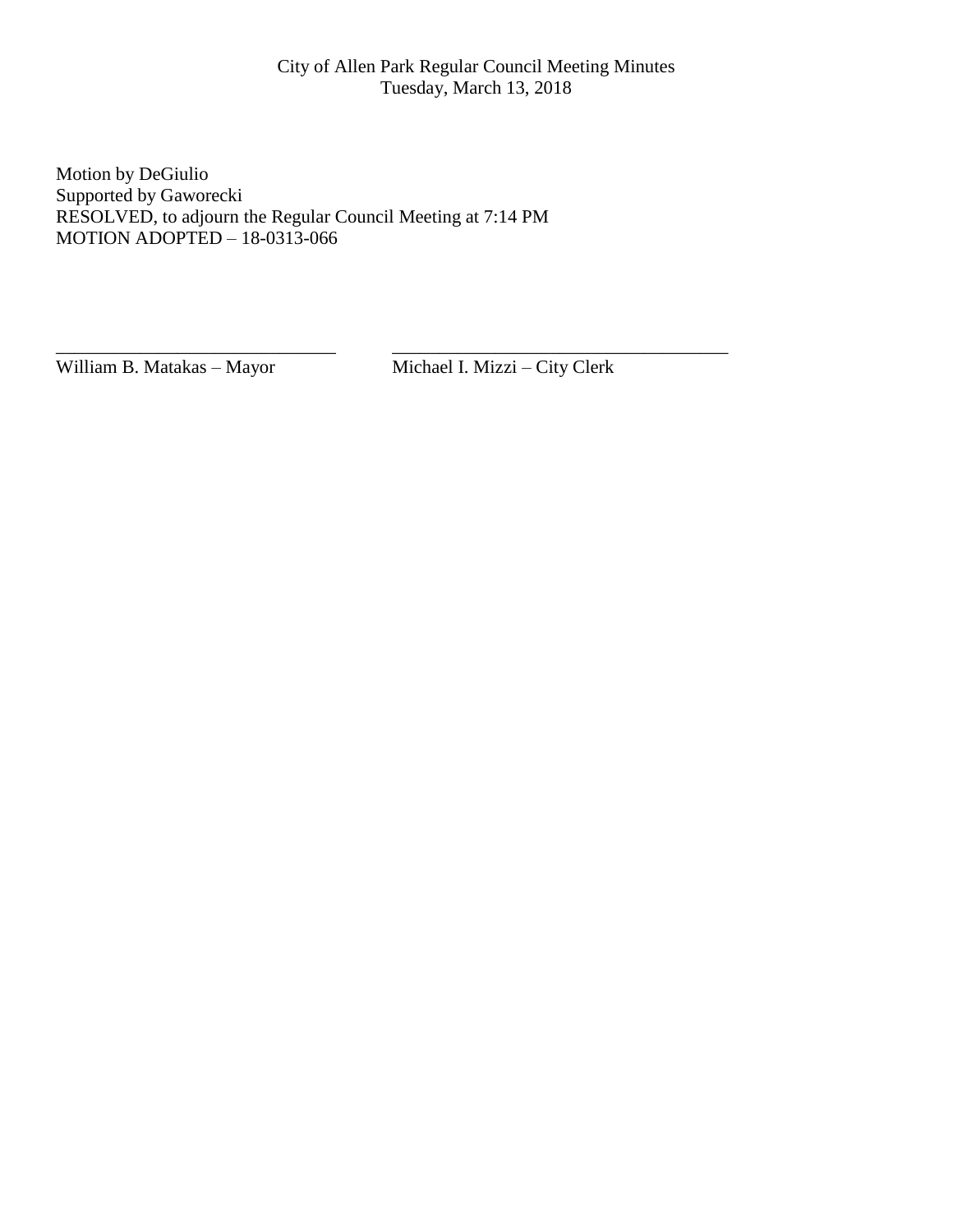Motion by DeGiulio
Supported by Gaworecki
RESOLVED, to adjourn the Regular Council Meeting at 7:14 PM
MOTION ADOPTED – 18-0313-066

______________________________ ____________________________________
William B. Matakas – Mayor Michael I. Mizzi – City Clerk